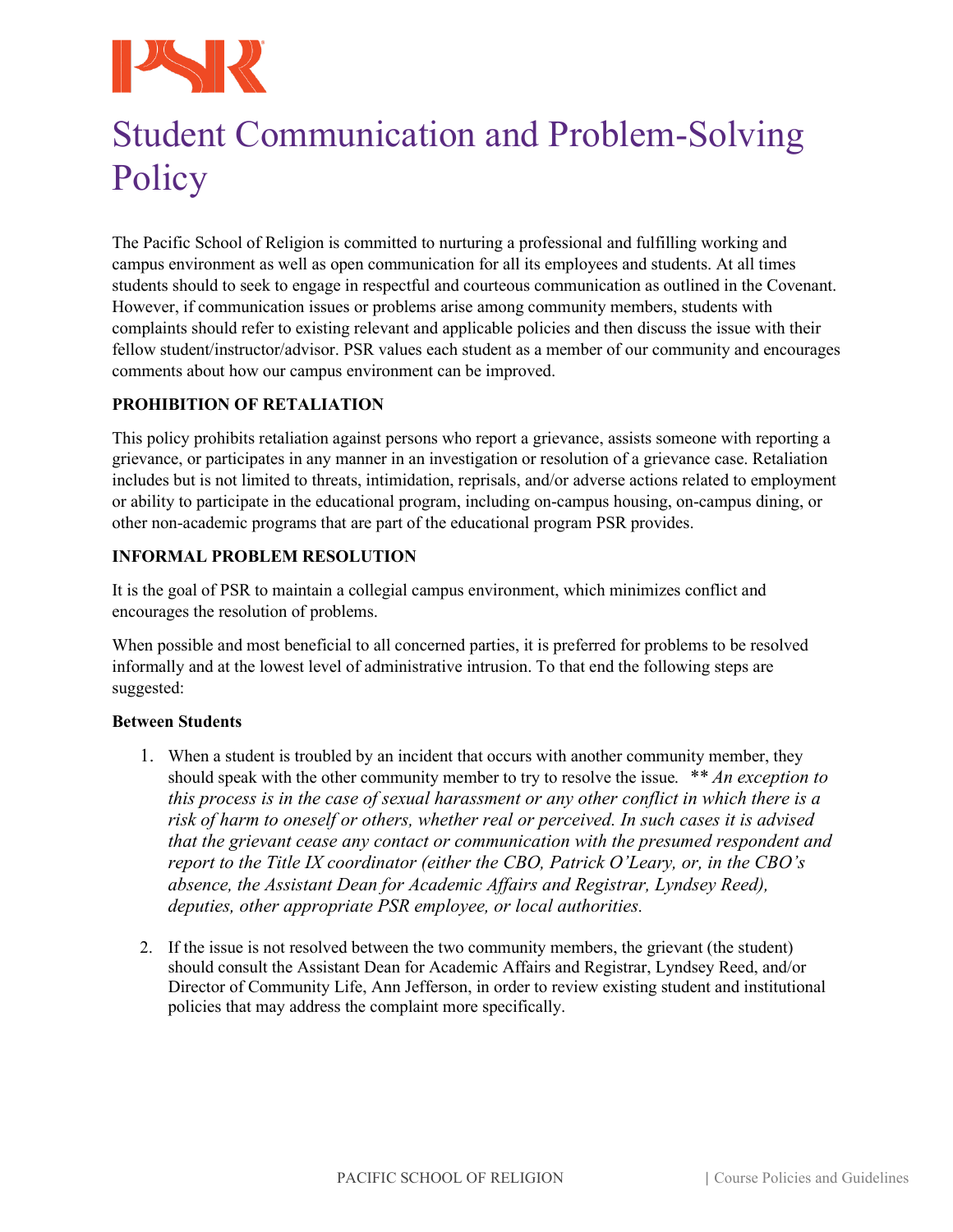# Student Communication and Problem-Solving Policy

The Pacific School of Religion is committed to nurturing a professional and fulfilling working and campus environment as well as open communication for all its employees and students. At all times students should to seek to engage in respectful and courteous communication as outlined in the Covenant. However, if communication issues or problems arise among community members, students with complaints should refer to existing relevant and applicable policies and then discuss the issue with their fellow student/instructor/advisor. PSR values each student as a member of our community and encourages comments about how our campus environment can be improved.

**PROHIBITION OF RETALIATION**

This policy prohibits retaliation against persons who report a grievance, assists someone with reporting a grievance, or participates in any manner in an investigation or resolution of a grievance case. Retaliation includes but is not limited to threats, intimidation, reprisals, and/or adverse actions related to employment or ability to participate in the educational program, including on-campus housing, on-campus dining, or other non-academic programs that are part of the educational program PSR provides.

**INFORMAL PROBLEM RESOLUTION**

It is the goal of PSR to maintain a collegial campus environment, which minimizes conflict and encourages the resolution of problems.

When possible and most beneficial to all concerned parties, it is preferred for problems to be resolved informally and at the lowest level of administrative intrusion. To that end the following steps are suggested:

**Between Students**

1. When a student is troubled by an incident that occurs with another community member, they should speak with the other community member to try to resolve the issue. *\*\* An exception to this process is in the case of sexual harassment or any other conflict in which there is a risk of harm to oneself or others, whether real or perceived. In such cases it is advised that the grievant cease any contact or communication with the presumed respondent and report to the Title IX coordinator (either the CBO, Patrick O'Leary, or, in the CBO's absence, the Assistant Dean for Academic Affairs and Registrar, Lyndsey Reed), deputies, other appropriate PSR employee, or local authorities.*

2. If the issue is not resolved between the two community members, the grievant (the student) should consult the Assistant Dean for Academic Affairs and Registrar, Lyndsey Reed, and/or Director of Community Life, Ann Jefferson, in order to review existing student and institutional policies that may address the complaint more specifically.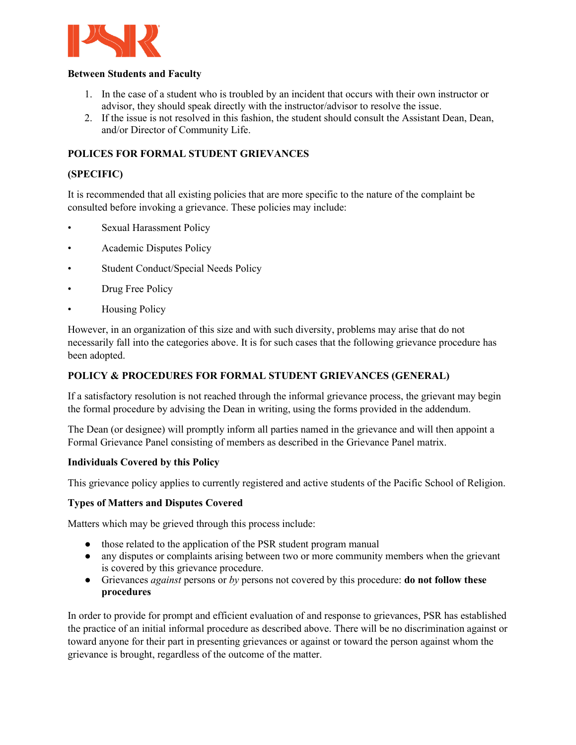**Between Students and Faculty**

1. In the case of a student who is troubled by an incident that occurs with their own instructor or advisor, they should speak directly with the instructor/advisor to resolve the issue.
2. If the issue is not resolved in this fashion, the student should consult the Assistant Dean, Dean, and/or Director of Community Life.

## POLICES FOR FORMAL STUDENT GRIEVANCES

## (SPECIFIC)

It is recommended that all existing policies that are more specific to the nature of the complaint be consulted before invoking a grievance. These policies may include:

- Sexual Harassment Policy
- Academic Disputes Policy
- Student Conduct/Special Needs Policy
- Drug Free Policy
- Housing Policy

However, in an organization of this size and with such diversity, problems may arise that do not necessarily fall into the categories above. It is for such cases that the following grievance procedure has been adopted.

## POLICY & PROCEDURES FOR FORMAL STUDENT GRIEVANCES (GENERAL)

If a satisfactory resolution is not reached through the informal grievance process, the grievant may begin the formal procedure by advising the Dean in writing, using the forms provided in the addendum.

The Dean (or designee) will promptly inform all parties named in the grievance and will then appoint a Formal Grievance Panel consisting of members as described in the Grievance Panel matrix.

**Individuals Covered by this Policy**

This grievance policy applies to currently registered and active students of the Pacific School of Religion.

**Types of Matters and Disputes Covered**

Matters which may be grieved through this process include:

- those related to the application of the PSR student program manual
- any disputes or complaints arising between two or more community members when the grievant is covered by this grievance procedure.
- Grievances *against* persons or *by* persons not covered by this procedure: **do not follow these procedures**

In order to provide for prompt and efficient evaluation of and response to grievances, PSR has established the practice of an initial informal procedure as described above. There will be no discrimination against or toward anyone for their part in presenting grievances or against or toward the person against whom the grievance is brought, regardless of the outcome of the matter.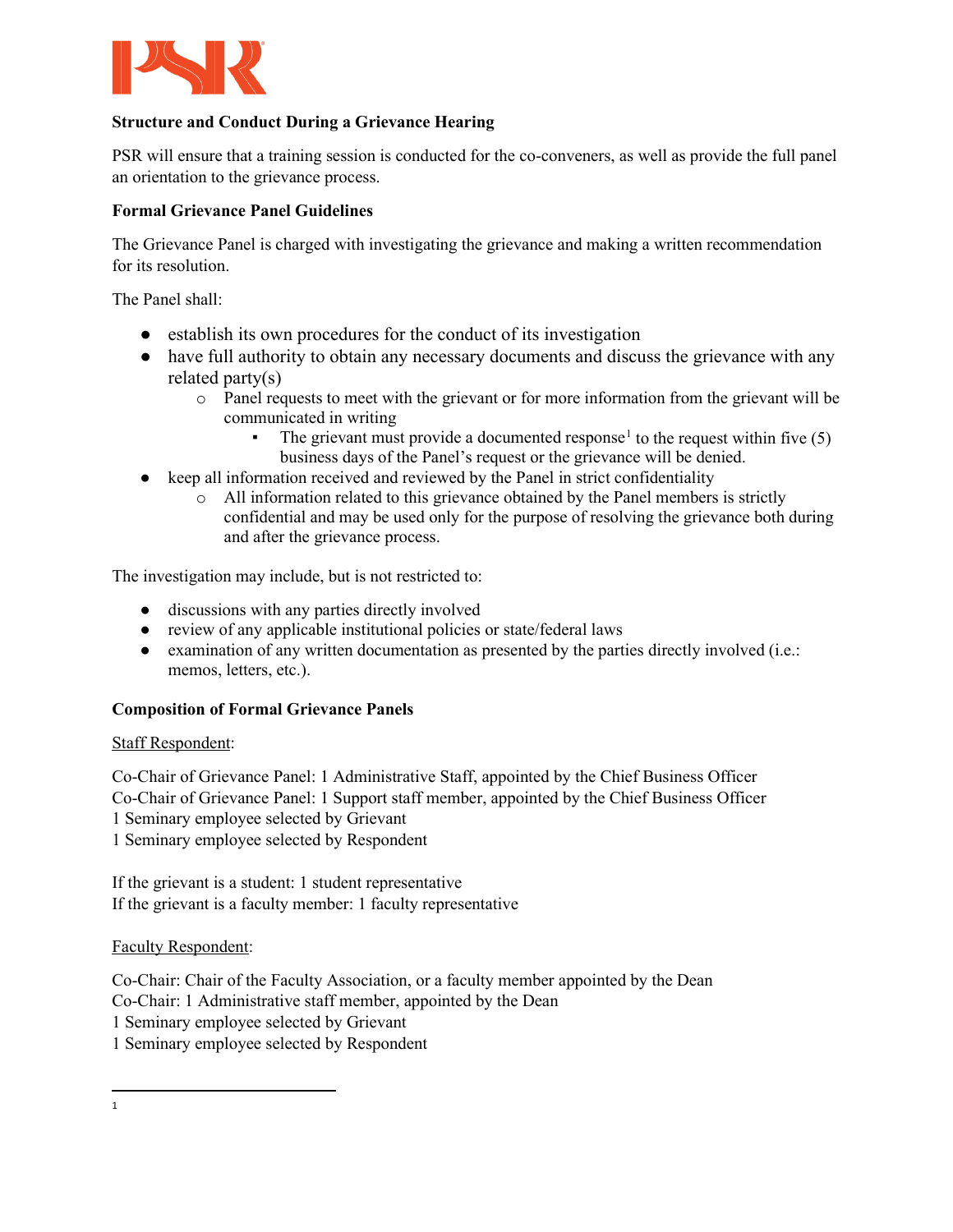**Structure and Conduct During a Grievance Hearing**

PSR will ensure that a training session is conducted for the co-conveners, as well as provide the full panel an orientation to the grievance process.

**Formal Grievance Panel Guidelines**

The Grievance Panel is charged with investigating the grievance and making a written recommendation for its resolution.

The Panel shall:

- establish its own procedures for the conduct of its investigation
- have full authority to obtain any necessary documents and discuss the grievance with any related party(s)
    - Panel requests to meet with the grievant or for more information from the grievant will be communicated in writing
        - The grievant must provide a documented response[1] to the request within five (5) business days of the Panel's request or the grievance will be denied.
- keep all information received and reviewed by the Panel in strict confidentiality
    - All information related to this grievance obtained by the Panel members is strictly confidential and may be used only for the purpose of resolving the grievance both during and after the grievance process.

The investigation may include, but is not restricted to:

- discussions with any parties directly involved
- review of any applicable institutional policies or state/federal laws
- examination of any written documentation as presented by the parties directly involved (i.e.: memos, letters, etc.).

**Composition of Formal Grievance Panels**

<u>Staff Respondent</u>:

Co-Chair of Grievance Panel: 1 Administrative Staff, appointed by the Chief Business Officer
Co-Chair of Grievance Panel: 1 Support staff member, appointed by the Chief Business Officer
1 Seminary employee selected by Grievant
1 Seminary employee selected by Respondent

If the grievant is a student: 1 student representative
If the grievant is a faculty member: 1 faculty representative

<u>Faculty Respondent</u>:

Co-Chair: Chair of the Faculty Association, or a faculty member appointed by the Dean
Co-Chair: 1 Administrative staff member, appointed by the Dean
1 Seminary employee selected by Grievant
1 Seminary employee selected by Respondent

---

[1]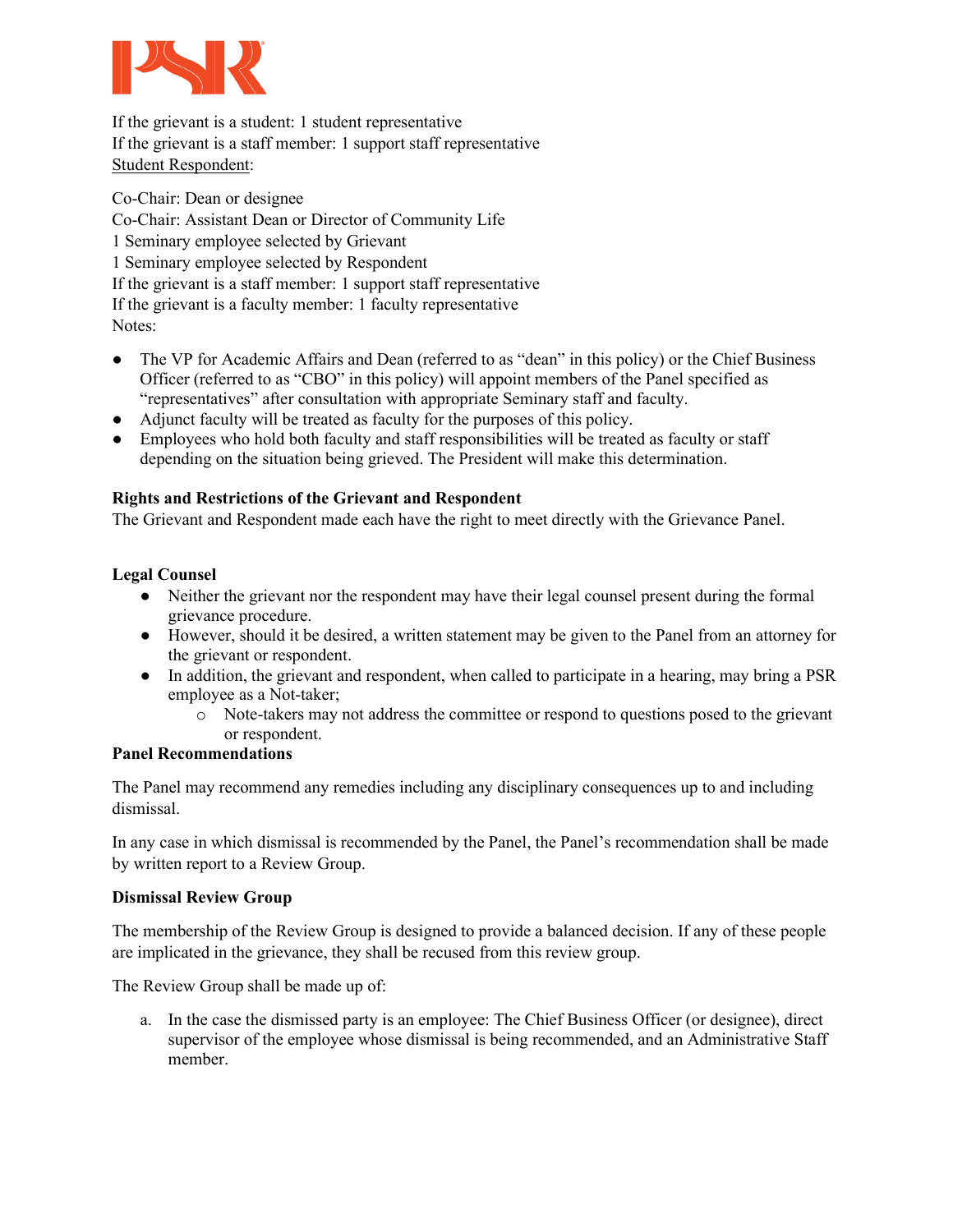If the grievant is a student: 1 student representative
If the grievant is a staff member: 1 support staff representative
<u>Student Respondent</u>:

Co-Chair: Dean or designee
Co-Chair: Assistant Dean or Director of Community Life
1 Seminary employee selected by Grievant
1 Seminary employee selected by Respondent
If the grievant is a staff member: 1 support staff representative
If the grievant is a faculty member: 1 faculty representative
Notes:

- The VP for Academic Affairs and Dean (referred to as "dean" in this policy) or the Chief Business Officer (referred to as "CBO" in this policy) will appoint members of the Panel specified as "representatives" after consultation with appropriate Seminary staff and faculty.
- Adjunct faculty will be treated as faculty for the purposes of this policy.
- Employees who hold both faculty and staff responsibilities will be treated as faculty or staff depending on the situation being grieved. The President will make this determination.

**Rights and Restrictions of the Grievant and Respondent**

The Grievant and Respondent made each have the right to meet directly with the Grievance Panel.

**Legal Counsel**

- Neither the grievant nor the respondent may have their legal counsel present during the formal grievance procedure.
- However, should it be desired, a written statement may be given to the Panel from an attorney for the grievant or respondent.
- In addition, the grievant and respondent, when called to participate in a hearing, may bring a PSR employee as a Not-taker;
  - Note-takers may not address the committee or respond to questions posed to the grievant or respondent.

**Panel Recommendations**

The Panel may recommend any remedies including any disciplinary consequences up to and including dismissal.

In any case in which dismissal is recommended by the Panel, the Panel's recommendation shall be made by written report to a Review Group.

**Dismissal Review Group**

The membership of the Review Group is designed to provide a balanced decision. If any of these people are implicated in the grievance, they shall be recused from this review group.

The Review Group shall be made up of:

a. In the case the dismissed party is an employee: The Chief Business Officer (or designee), direct supervisor of the employee whose dismissal is being recommended, and an Administrative Staff member.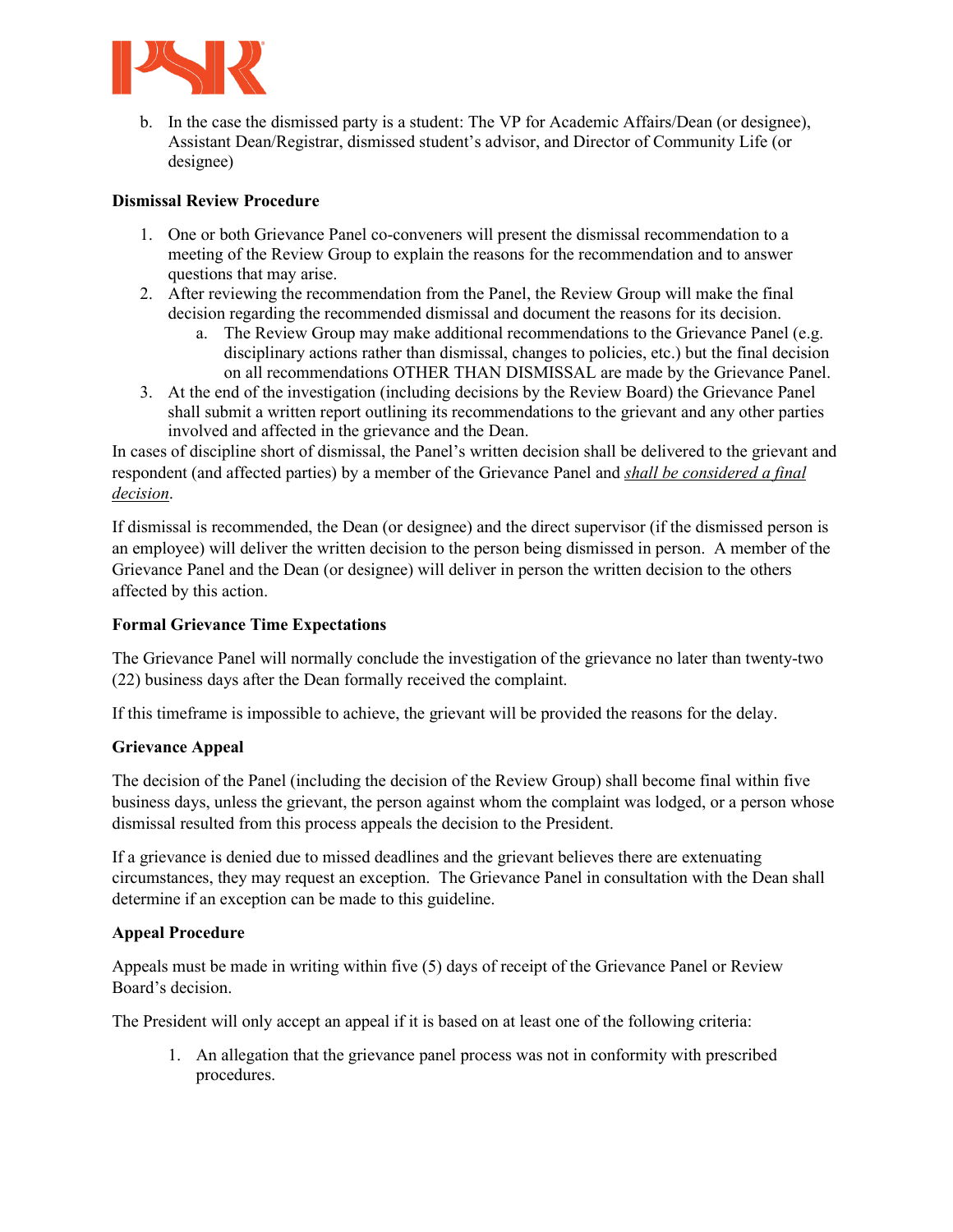b. In the case the dismissed party is a student: The VP for Academic Affairs/Dean (or designee), Assistant Dean/Registrar, dismissed student's advisor, and Director of Community Life (or designee)

**Dismissal Review Procedure**

1. One or both Grievance Panel co-conveners will present the dismissal recommendation to a meeting of the Review Group to explain the reasons for the recommendation and to answer questions that may arise.
2. After reviewing the recommendation from the Panel, the Review Group will make the final decision regarding the recommended dismissal and document the reasons for its decision.
   a. The Review Group may make additional recommendations to the Grievance Panel (e.g. disciplinary actions rather than dismissal, changes to policies, etc.) but the final decision on all recommendations OTHER THAN DISMISSAL are made by the Grievance Panel.
3. At the end of the investigation (including decisions by the Review Board) the Grievance Panel shall submit a written report outlining its recommendations to the grievant and any other parties involved and affected in the grievance and the Dean.

In cases of discipline short of dismissal, the Panel's written decision shall be delivered to the grievant and respondent (and affected parties) by a member of the Grievance Panel and *shall be considered a final decision*.

If dismissal is recommended, the Dean (or designee) and the direct supervisor (if the dismissed person is an employee) will deliver the written decision to the person being dismissed in person. A member of the Grievance Panel and the Dean (or designee) will deliver in person the written decision to the others affected by this action.

**Formal Grievance Time Expectations**

The Grievance Panel will normally conclude the investigation of the grievance no later than twenty-two (22) business days after the Dean formally received the complaint.

If this timeframe is impossible to achieve, the grievant will be provided the reasons for the delay.

**Grievance Appeal**

The decision of the Panel (including the decision of the Review Group) shall become final within five business days, unless the grievant, the person against whom the complaint was lodged, or a person whose dismissal resulted from this process appeals the decision to the President.

If a grievance is denied due to missed deadlines and the grievant believes there are extenuating circumstances, they may request an exception. The Grievance Panel in consultation with the Dean shall determine if an exception can be made to this guideline.

**Appeal Procedure**

Appeals must be made in writing within five (5) days of receipt of the Grievance Panel or Review Board's decision.

The President will only accept an appeal if it is based on at least one of the following criteria:

1. An allegation that the grievance panel process was not in conformity with prescribed procedures.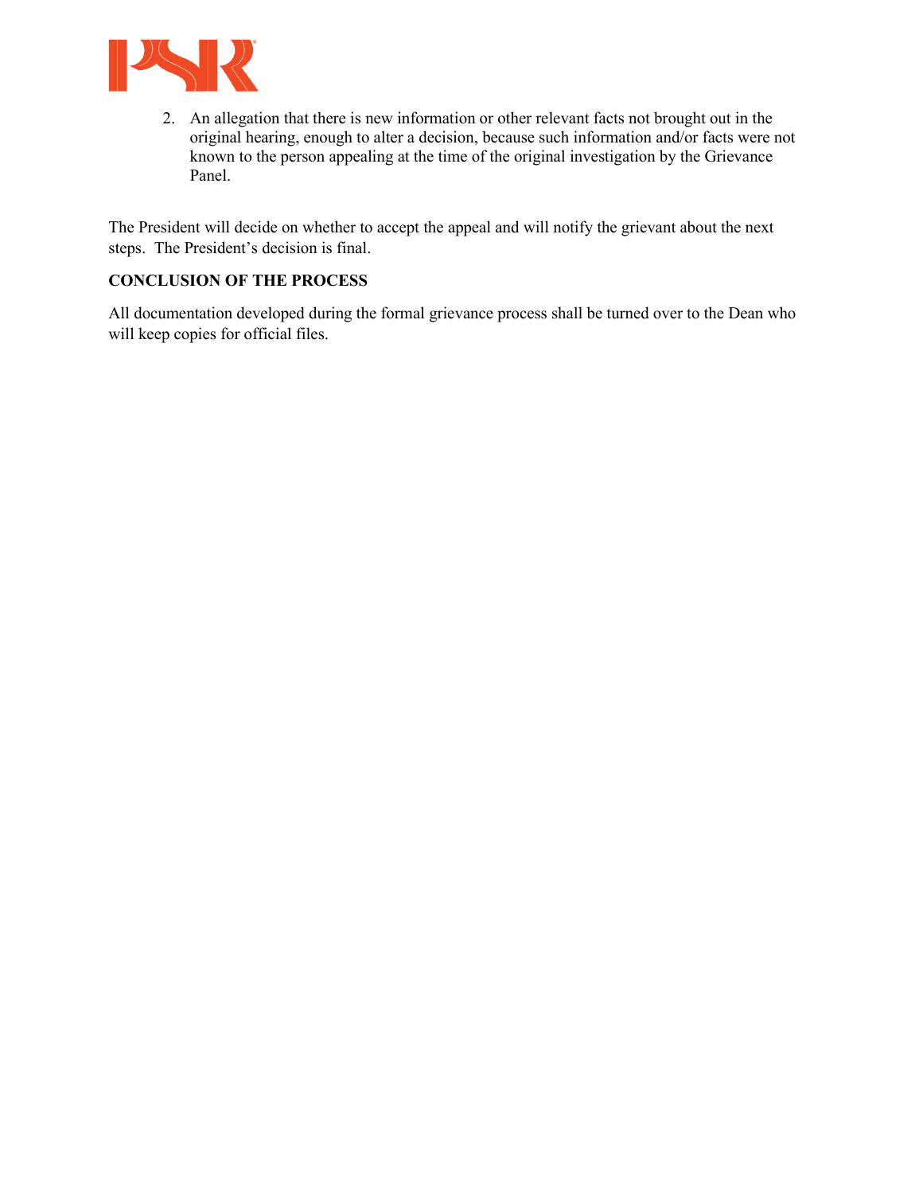2. An allegation that there is new information or other relevant facts not brought out in the original hearing, enough to alter a decision, because such information and/or facts were not known to the person appealing at the time of the original investigation by the Grievance Panel.

The President will decide on whether to accept the appeal and will notify the grievant about the next steps. The President's decision is final.

**CONCLUSION OF THE PROCESS**

All documentation developed during the formal grievance process shall be turned over to the Dean who will keep copies for official files.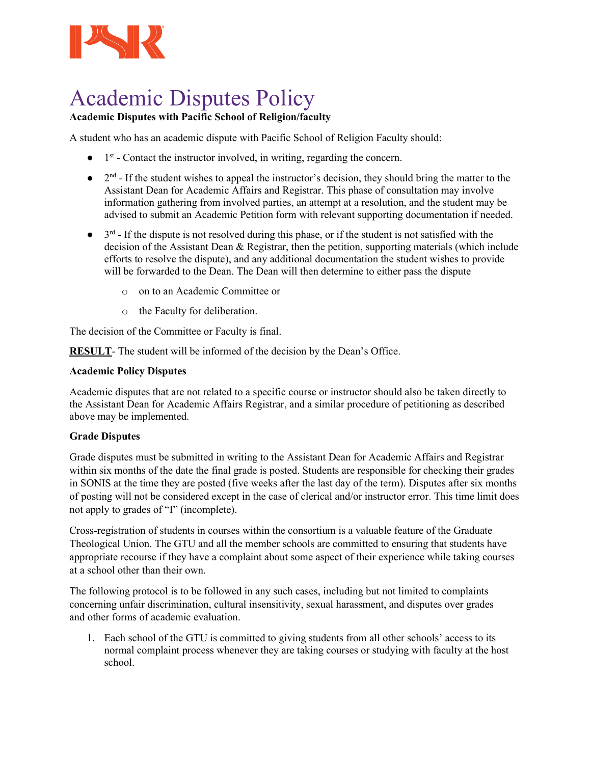# Academic Disputes Policy

**Academic Disputes with Pacific School of Religion/faculty**

A student who has an academic dispute with Pacific School of Religion Faculty should:

- 1st - Contact the instructor involved, in writing, regarding the concern.
- 2nd - If the student wishes to appeal the instructor's decision, they should bring the matter to the Assistant Dean for Academic Affairs and Registrar. This phase of consultation may involve information gathering from involved parties, an attempt at a resolution, and the student may be advised to submit an Academic Petition form with relevant supporting documentation if needed.
- 3rd - If the dispute is not resolved during this phase, or if the student is not satisfied with the decision of the Assistant Dean & Registrar, then the petition, supporting materials (which include efforts to resolve the dispute), and any additional documentation the student wishes to provide will be forwarded to the Dean. The Dean will then determine to either pass the dispute
    - on to an Academic Committee or
    - the Faculty for deliberation.

The decision of the Committee or Faculty is final.

**RESULT**- The student will be informed of the decision by the Dean's Office.

**Academic Policy Disputes**

Academic disputes that are not related to a specific course or instructor should also be taken directly to the Assistant Dean for Academic Affairs Registrar, and a similar procedure of petitioning as described above may be implemented.

**Grade Disputes**

Grade disputes must be submitted in writing to the Assistant Dean for Academic Affairs and Registrar within six months of the date the final grade is posted. Students are responsible for checking their grades in SONIS at the time they are posted (five weeks after the last day of the term). Disputes after six months of posting will not be considered except in the case of clerical and/or instructor error. This time limit does not apply to grades of "I" (incomplete).

Cross-registration of students in courses within the consortium is a valuable feature of the Graduate Theological Union. The GTU and all the member schools are committed to ensuring that students have appropriate recourse if they have a complaint about some aspect of their experience while taking courses at a school other than their own.

The following protocol is to be followed in any such cases, including but not limited to complaints concerning unfair discrimination, cultural insensitivity, sexual harassment, and disputes over grades and other forms of academic evaluation.

1. Each school of the GTU is committed to giving students from all other schools' access to its normal complaint process whenever they are taking courses or studying with faculty at the host school.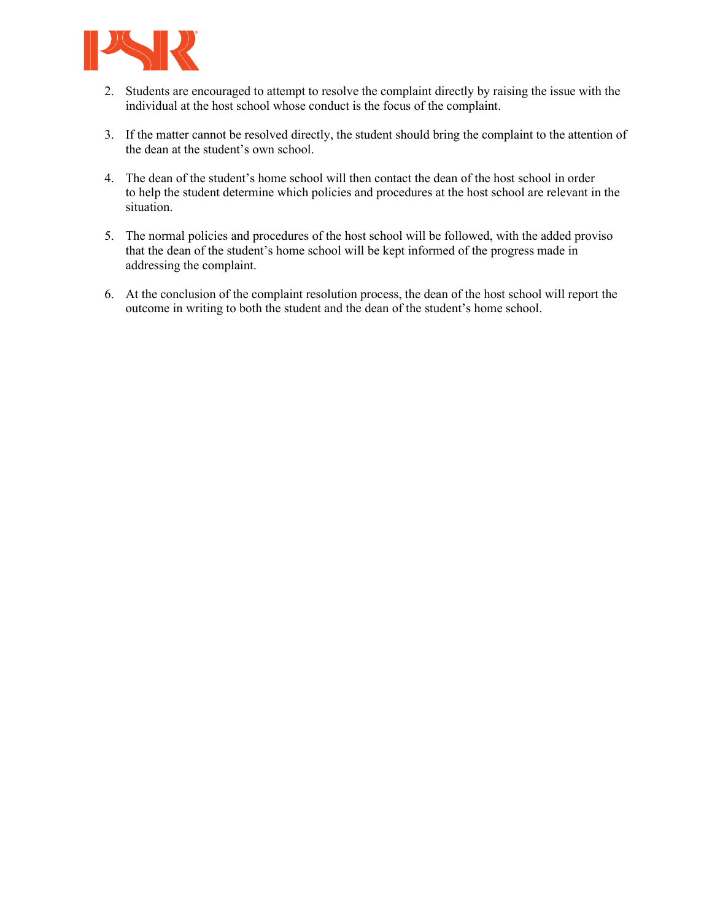2. Students are encouraged to attempt to resolve the complaint directly by raising the issue with the individual at the host school whose conduct is the focus of the complaint.

3. If the matter cannot be resolved directly, the student should bring the complaint to the attention of the dean at the student's own school.

4. The dean of the student's home school will then contact the dean of the host school in order to help the student determine which policies and procedures at the host school are relevant in the situation.

5. The normal policies and procedures of the host school will be followed, with the added proviso that the dean of the student's home school will be kept informed of the progress made in addressing the complaint.

6. At the conclusion of the complaint resolution process, the dean of the host school will report the outcome in writing to both the student and the dean of the student's home school.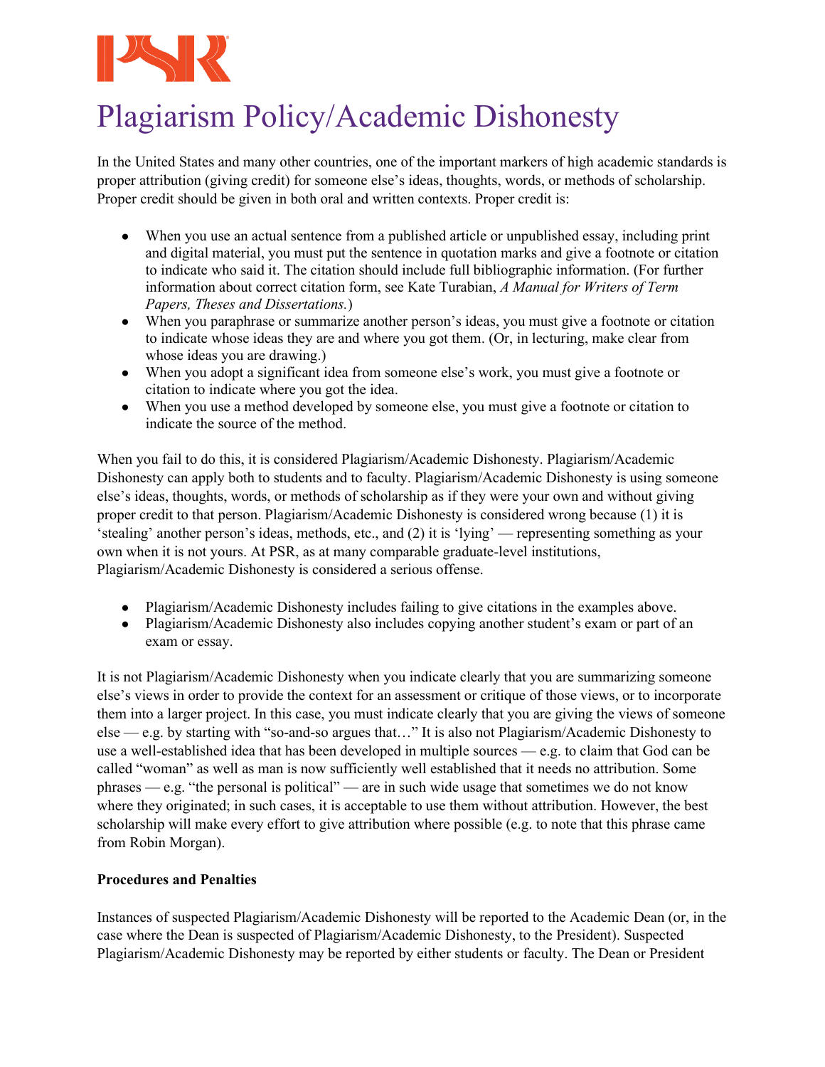# Plagiarism Policy/Academic Dishonesty

In the United States and many other countries, one of the important markers of high academic standards is proper attribution (giving credit) for someone else's ideas, thoughts, words, or methods of scholarship. Proper credit should be given in both oral and written contexts. Proper credit is:

- When you use an actual sentence from a published article or unpublished essay, including print and digital material, you must put the sentence in quotation marks and give a footnote or citation to indicate who said it. The citation should include full bibliographic information. (For further information about correct citation form, see Kate Turabian, *A Manual for Writers of Term Papers, Theses and Dissertations.*)
- When you paraphrase or summarize another person's ideas, you must give a footnote or citation to indicate whose ideas they are and where you got them. (Or, in lecturing, make clear from whose ideas you are drawing.)
- When you adopt a significant idea from someone else's work, you must give a footnote or citation to indicate where you got the idea.
- When you use a method developed by someone else, you must give a footnote or citation to indicate the source of the method.

When you fail to do this, it is considered Plagiarism/Academic Dishonesty. Plagiarism/Academic Dishonesty can apply both to students and to faculty. Plagiarism/Academic Dishonesty is using someone else's ideas, thoughts, words, or methods of scholarship as if they were your own and without giving proper credit to that person. Plagiarism/Academic Dishonesty is considered wrong because (1) it is 'stealing' another person's ideas, methods, etc., and (2) it is 'lying' — representing something as your own when it is not yours. At PSR, as at many comparable graduate-level institutions, Plagiarism/Academic Dishonesty is considered a serious offense.

- Plagiarism/Academic Dishonesty includes failing to give citations in the examples above.
- Plagiarism/Academic Dishonesty also includes copying another student's exam or part of an exam or essay.

It is not Plagiarism/Academic Dishonesty when you indicate clearly that you are summarizing someone else's views in order to provide the context for an assessment or critique of those views, or to incorporate them into a larger project. In this case, you must indicate clearly that you are giving the views of someone else — e.g. by starting with "so-and-so argues that…" It is also not Plagiarism/Academic Dishonesty to use a well-established idea that has been developed in multiple sources — e.g. to claim that God can be called "woman" as well as man is now sufficiently well established that it needs no attribution. Some phrases — e.g. "the personal is political" — are in such wide usage that sometimes we do not know where they originated; in such cases, it is acceptable to use them without attribution. However, the best scholarship will make every effort to give attribution where possible (e.g. to note that this phrase came from Robin Morgan).

**Procedures and Penalties**

Instances of suspected Plagiarism/Academic Dishonesty will be reported to the Academic Dean (or, in the case where the Dean is suspected of Plagiarism/Academic Dishonesty, to the President). Suspected Plagiarism/Academic Dishonesty may be reported by either students or faculty. The Dean or President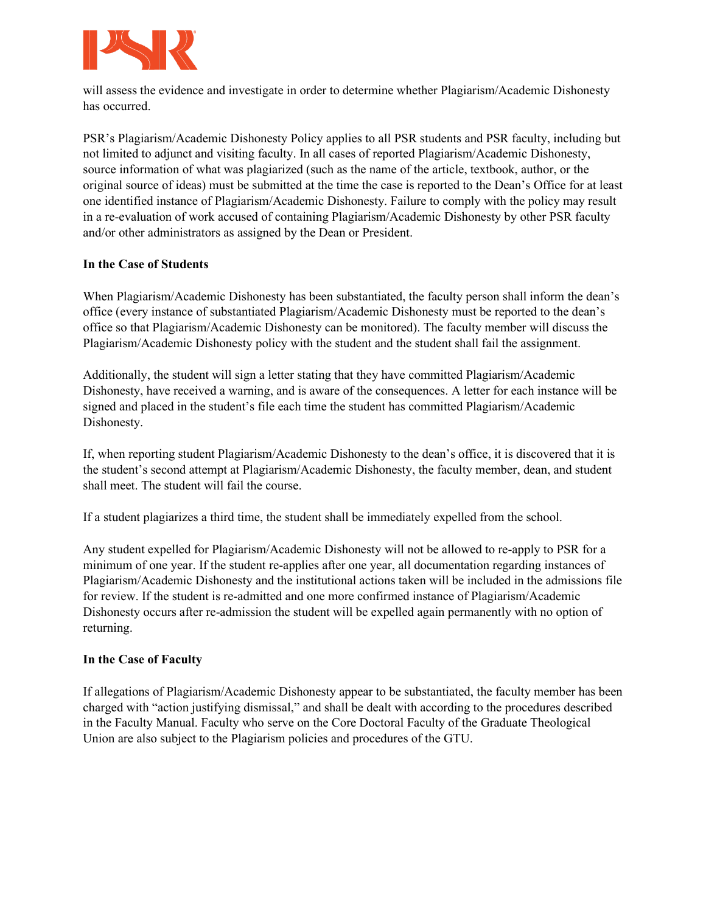will assess the evidence and investigate in order to determine whether Plagiarism/Academic Dishonesty has occurred.

PSR's Plagiarism/Academic Dishonesty Policy applies to all PSR students and PSR faculty, including but not limited to adjunct and visiting faculty. In all cases of reported Plagiarism/Academic Dishonesty, source information of what was plagiarized (such as the name of the article, textbook, author, or the original source of ideas) must be submitted at the time the case is reported to the Dean's Office for at least one identified instance of Plagiarism/Academic Dishonesty. Failure to comply with the policy may result in a re-evaluation of work accused of containing Plagiarism/Academic Dishonesty by other PSR faculty and/or other administrators as assigned by the Dean or President.

**In the Case of Students**

When Plagiarism/Academic Dishonesty has been substantiated, the faculty person shall inform the dean's office (every instance of substantiated Plagiarism/Academic Dishonesty must be reported to the dean's office so that Plagiarism/Academic Dishonesty can be monitored). The faculty member will discuss the Plagiarism/Academic Dishonesty policy with the student and the student shall fail the assignment.

Additionally, the student will sign a letter stating that they have committed Plagiarism/Academic Dishonesty, have received a warning, and is aware of the consequences. A letter for each instance will be signed and placed in the student's file each time the student has committed Plagiarism/Academic Dishonesty.

If, when reporting student Plagiarism/Academic Dishonesty to the dean's office, it is discovered that it is the student's second attempt at Plagiarism/Academic Dishonesty, the faculty member, dean, and student shall meet. The student will fail the course.

If a student plagiarizes a third time, the student shall be immediately expelled from the school.

Any student expelled for Plagiarism/Academic Dishonesty will not be allowed to re-apply to PSR for a minimum of one year. If the student re-applies after one year, all documentation regarding instances of Plagiarism/Academic Dishonesty and the institutional actions taken will be included in the admissions file for review. If the student is re-admitted and one more confirmed instance of Plagiarism/Academic Dishonesty occurs after re-admission the student will be expelled again permanently with no option of returning.

**In the Case of Faculty**

If allegations of Plagiarism/Academic Dishonesty appear to be substantiated, the faculty member has been charged with "action justifying dismissal," and shall be dealt with according to the procedures described in the Faculty Manual. Faculty who serve on the Core Doctoral Faculty of the Graduate Theological Union are also subject to the Plagiarism policies and procedures of the GTU.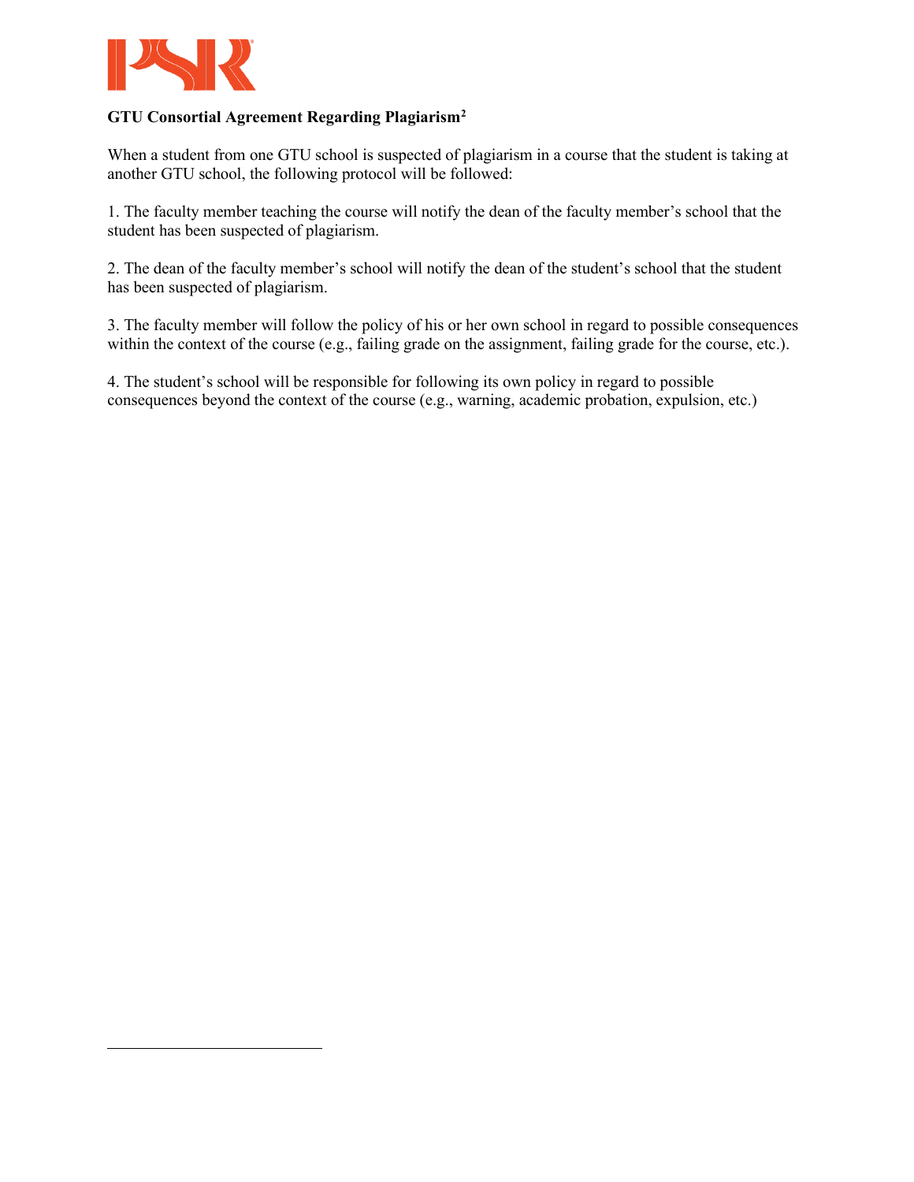**GTU Consortial Agreement Regarding Plagiarism[2]**

When a student from one GTU school is suspected of plagiarism in a course that the student is taking at another GTU school, the following protocol will be followed:

1. The faculty member teaching the course will notify the dean of the faculty member's school that the student has been suspected of plagiarism.

2. The dean of the faculty member's school will notify the dean of the student's school that the student has been suspected of plagiarism.

3. The faculty member will follow the policy of his or her own school in regard to possible consequences within the context of the course (e.g., failing grade on the assignment, failing grade for the course, etc.).

4. The student's school will be responsible for following its own policy in regard to possible consequences beyond the context of the course (e.g., warning, academic probation, expulsion, etc.)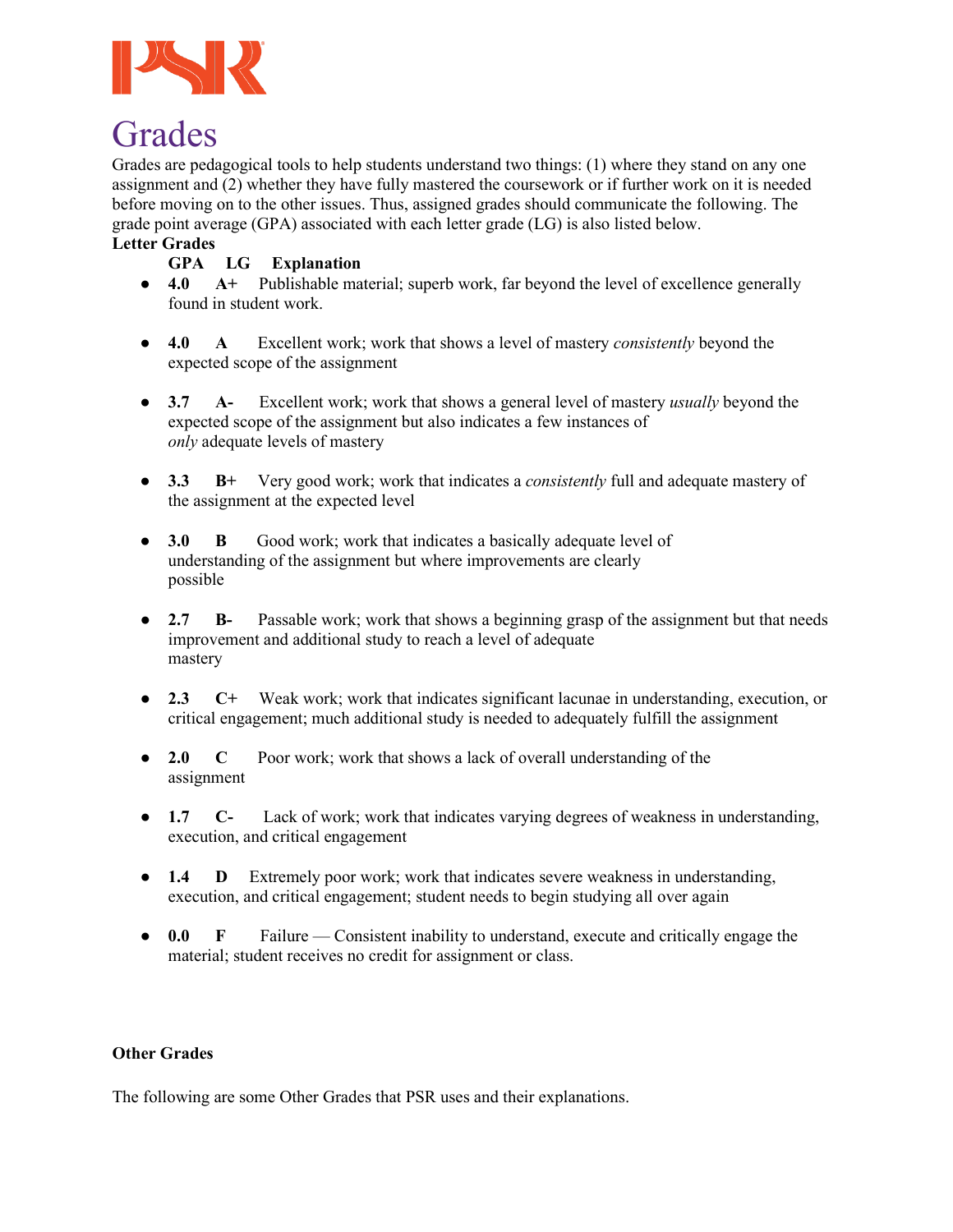# Grades

Grades are pedagogical tools to help students understand two things: (1) where they stand on any one assignment and (2) whether they have fully mastered the coursework or if further work on it is needed before moving on to the other issues. Thus, assigned grades should communicate the following. The grade point average (GPA) associated with each letter grade (LG) is also listed below.

**Letter Grades**

**GPA LG Explanation**

- **4.0 A+** Publishable material; superb work, far beyond the level of excellence generally found in student work.
- **4.0 A** Excellent work; work that shows a level of mastery *consistently* beyond the expected scope of the assignment
- **3.7 A-** Excellent work; work that shows a general level of mastery *usually* beyond the expected scope of the assignment but also indicates a few instances of *only* adequate levels of mastery
- **3.3 B+** Very good work; work that indicates a *consistently* full and adequate mastery of the assignment at the expected level
- **3.0 B** Good work; work that indicates a basically adequate level of understanding of the assignment but where improvements are clearly possible
- **2.7 B-** Passable work; work that shows a beginning grasp of the assignment but that needs improvement and additional study to reach a level of adequate mastery
- **2.3 C+** Weak work; work that indicates significant lacunae in understanding, execution, or critical engagement; much additional study is needed to adequately fulfill the assignment
- **2.0 C** Poor work; work that shows a lack of overall understanding of the assignment
- **1.7 C-** Lack of work; work that indicates varying degrees of weakness in understanding, execution, and critical engagement
- **1.4 D** Extremely poor work; work that indicates severe weakness in understanding, execution, and critical engagement; student needs to begin studying all over again
- **0.0 F** Failure — Consistent inability to understand, execute and critically engage the material; student receives no credit for assignment or class.

**Other Grades**

The following are some Other Grades that PSR uses and their explanations.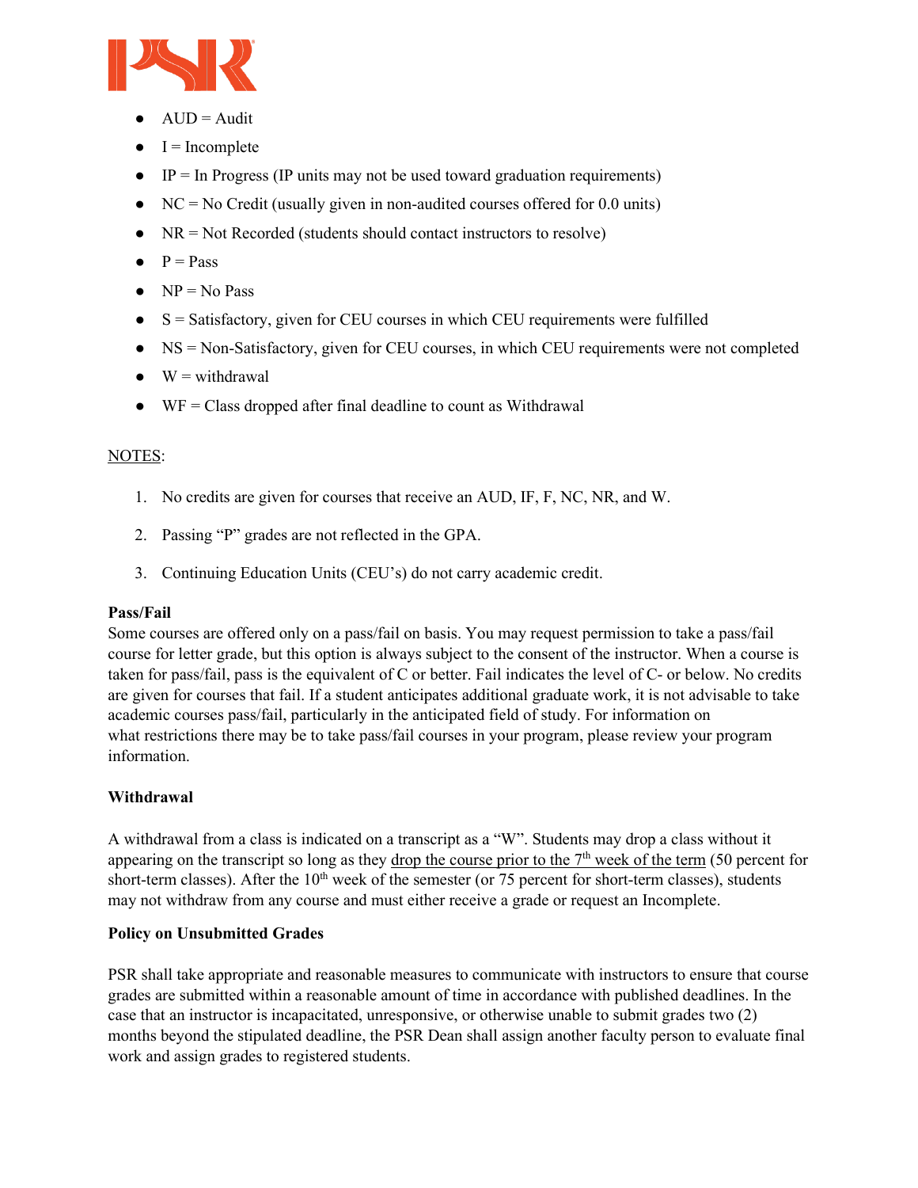- AUD = Audit
- I = Incomplete
- IP = In Progress (IP units may not be used toward graduation requirements)
- NC = No Credit (usually given in non-audited courses offered for 0.0 units)
- NR = Not Recorded (students should contact instructors to resolve)
- P = Pass
- NP = No Pass
- S = Satisfactory, given for CEU courses in which CEU requirements were fulfilled
- NS = Non-Satisfactory, given for CEU courses, in which CEU requirements were not completed
- W = withdrawal
- WF = Class dropped after final deadline to count as Withdrawal

NOTES:

1. No credits are given for courses that receive an AUD, IF, F, NC, NR, and W.
2. Passing "P" grades are not reflected in the GPA.
3. Continuing Education Units (CEU's) do not carry academic credit.

**Pass/Fail**

Some courses are offered only on a pass/fail on basis. You may request permission to take a pass/fail course for letter grade, but this option is always subject to the consent of the instructor. When a course is taken for pass/fail, pass is the equivalent of C or better. Fail indicates the level of C- or below. No credits are given for courses that fail. If a student anticipates additional graduate work, it is not advisable to take academic courses pass/fail, particularly in the anticipated field of study. For information on what restrictions there may be to take pass/fail courses in your program, please review your program information.

**Withdrawal**

A withdrawal from a class is indicated on a transcript as a "W". Students may drop a class without it appearing on the transcript so long as they drop the course prior to the 7th week of the term (50 percent for short-term classes). After the 10th week of the semester (or 75 percent for short-term classes), students may not withdraw from any course and must either receive a grade or request an Incomplete.

**Policy on Unsubmitted Grades**

PSR shall take appropriate and reasonable measures to communicate with instructors to ensure that course grades are submitted within a reasonable amount of time in accordance with published deadlines. In the case that an instructor is incapacitated, unresponsive, or otherwise unable to submit grades two (2) months beyond the stipulated deadline, the PSR Dean shall assign another faculty person to evaluate final work and assign grades to registered students.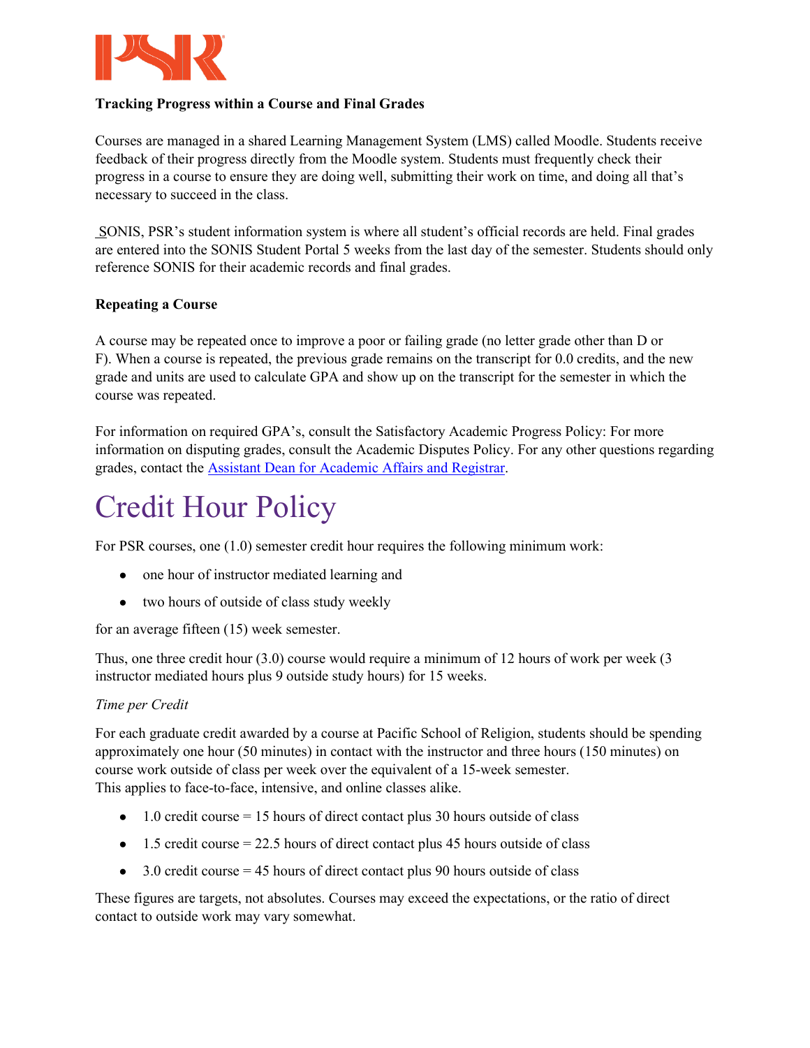**Tracking Progress within a Course and Final Grades**

Courses are managed in a shared Learning Management System (LMS) called Moodle. Students receive feedback of their progress directly from the Moodle system. Students must frequently check their progress in a course to ensure they are doing well, submitting their work on time, and doing all that's necessary to succeed in the class.

SONIS, PSR's student information system is where all student's official records are held. Final grades are entered into the SONIS Student Portal 5 weeks from the last day of the semester. Students should only reference SONIS for their academic records and final grades.

**Repeating a Course**

A course may be repeated once to improve a poor or failing grade (no letter grade other than D or F). When a course is repeated, the previous grade remains on the transcript for 0.0 credits, and the new grade and units are used to calculate GPA and show up on the transcript for the semester in which the course was repeated.

For information on required GPA's, consult the Satisfactory Academic Progress Policy: For more information on disputing grades, consult the Academic Disputes Policy. For any other questions regarding grades, contact the Assistant Dean for Academic Affairs and Registrar.

# Credit Hour Policy

For PSR courses, one (1.0) semester credit hour requires the following minimum work:

- one hour of instructor mediated learning and
- two hours of outside of class study weekly

for an average fifteen (15) week semester.

Thus, one three credit hour (3.0) course would require a minimum of 12 hours of work per week (3 instructor mediated hours plus 9 outside study hours) for 15 weeks.

*Time per Credit*

For each graduate credit awarded by a course at Pacific School of Religion, students should be spending approximately one hour (50 minutes) in contact with the instructor and three hours (150 minutes) on course work outside of class per week over the equivalent of a 15-week semester.
This applies to face-to-face, intensive, and online classes alike.

- 1.0 credit course = 15 hours of direct contact plus 30 hours outside of class
- 1.5 credit course = 22.5 hours of direct contact plus 45 hours outside of class
- 3.0 credit course = 45 hours of direct contact plus 90 hours outside of class

These figures are targets, not absolutes. Courses may exceed the expectations, or the ratio of direct contact to outside work may vary somewhat.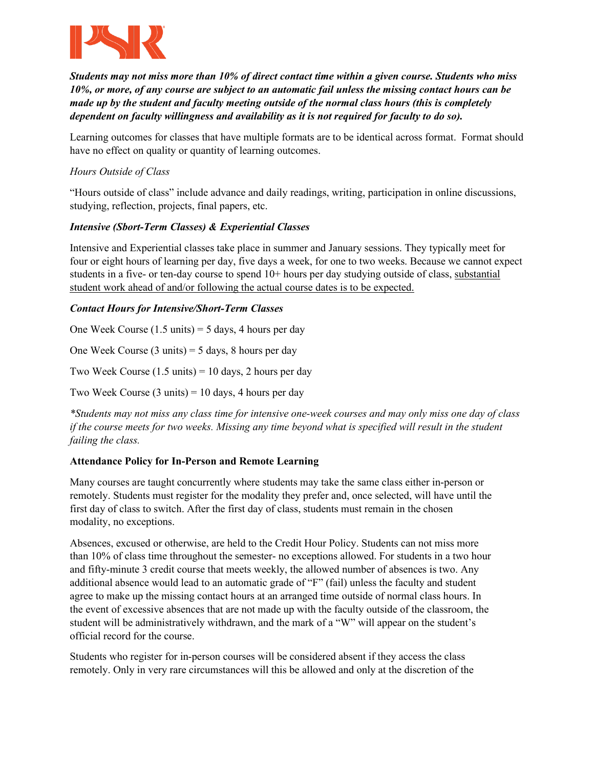***Students may not miss more than 10% of direct contact time within a given course. Students who miss 10%, or more, of any course are subject to an automatic fail unless the missing contact hours can be made up by the student and faculty meeting outside of the normal class hours (this is completely dependent on faculty willingness and availability as it is not required for faculty to do so).***

Learning outcomes for classes that have multiple formats are to be identical across format. Format should have no effect on quality or quantity of learning outcomes.

*Hours Outside of Class*

"Hours outside of class" include advance and daily readings, writing, participation in online discussions, studying, reflection, projects, final papers, etc.

***Intensive (Sbort-Term Classes) & Experiential Classes***

Intensive and Experiential classes take place in summer and January sessions. They typically meet for four or eight hours of learning per day, five days a week, for one to two weeks. Because we cannot expect students in a five- or ten-day course to spend 10+ hours per day studying outside of class, <u>substantial student work ahead of and/or following the actual course dates is to be expected.</u>

***Contact Hours for Intensive/Short-Term Classes***

One Week Course (1.5 units) = 5 days, 4 hours per day

One Week Course (3 units) = 5 days, 8 hours per day

Two Week Course (1.5 units) = 10 days, 2 hours per day

Two Week Course (3 units) = 10 days, 4 hours per day

**Students may not miss any class time for intensive one-week courses and may only miss one day of class if the course meets for two weeks. Missing any time beyond what is specified will result in the student failing the class.*

**Attendance Policy for In-Person and Remote Learning**

Many courses are taught concurrently where students may take the same class either in-person or remotely. Students must register for the modality they prefer and, once selected, will have until the first day of class to switch. After the first day of class, students must remain in the chosen modality, no exceptions.

Absences, excused or otherwise, are held to the Credit Hour Policy. Students can not miss more than 10% of class time throughout the semester- no exceptions allowed. For students in a two hour and fifty-minute 3 credit course that meets weekly, the allowed number of absences is two. Any additional absence would lead to an automatic grade of "F" (fail) unless the faculty and student agree to make up the missing contact hours at an arranged time outside of normal class hours. In the event of excessive absences that are not made up with the faculty outside of the classroom, the student will be administratively withdrawn, and the mark of a "W" will appear on the student's official record for the course.

Students who register for in-person courses will be considered absent if they access the class remotely. Only in very rare circumstances will this be allowed and only at the discretion of the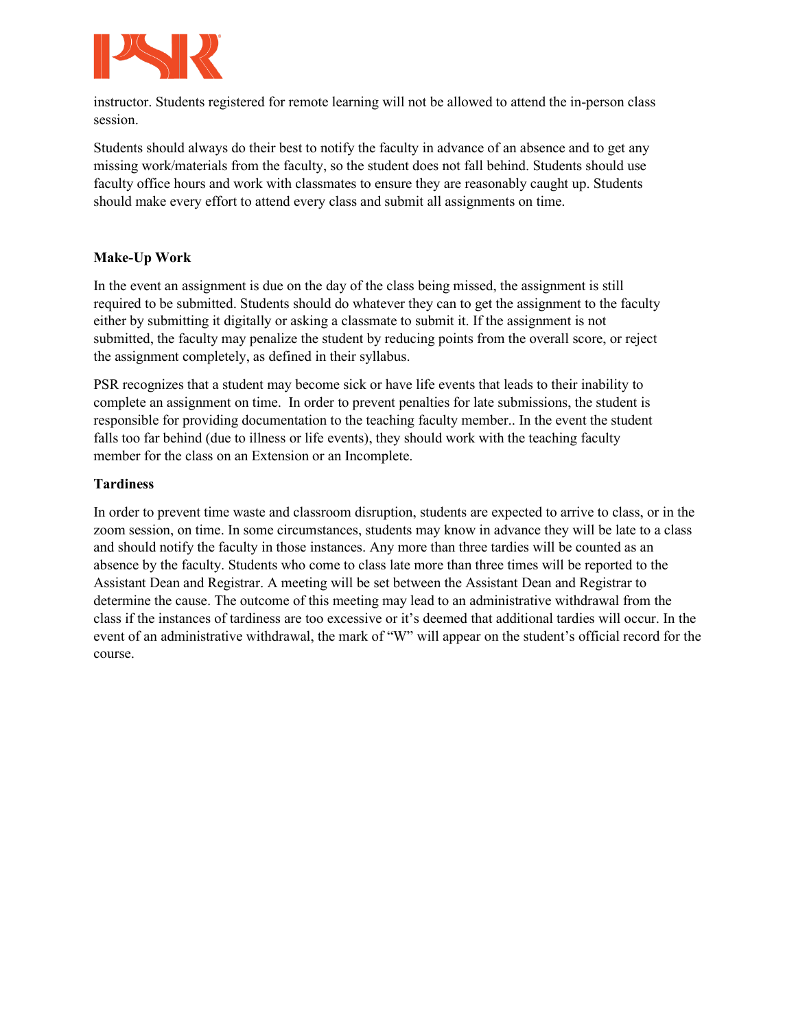instructor. Students registered for remote learning will not be allowed to attend the in-person class session.

Students should always do their best to notify the faculty in advance of an absence and to get any missing work/materials from the faculty, so the student does not fall behind. Students should use faculty office hours and work with classmates to ensure they are reasonably caught up. Students should make every effort to attend every class and submit all assignments on time.

**Make-Up Work**

In the event an assignment is due on the day of the class being missed, the assignment is still required to be submitted. Students should do whatever they can to get the assignment to the faculty either by submitting it digitally or asking a classmate to submit it. If the assignment is not submitted, the faculty may penalize the student by reducing points from the overall score, or reject the assignment completely, as defined in their syllabus.

PSR recognizes that a student may become sick or have life events that leads to their inability to complete an assignment on time. In order to prevent penalties for late submissions, the student is responsible for providing documentation to the teaching faculty member.. In the event the student falls too far behind (due to illness or life events), they should work with the teaching faculty member for the class on an Extension or an Incomplete.

**Tardiness**

In order to prevent time waste and classroom disruption, students are expected to arrive to class, or in the zoom session, on time. In some circumstances, students may know in advance they will be late to a class and should notify the faculty in those instances. Any more than three tardies will be counted as an absence by the faculty. Students who come to class late more than three times will be reported to the Assistant Dean and Registrar. A meeting will be set between the Assistant Dean and Registrar to determine the cause. The outcome of this meeting may lead to an administrative withdrawal from the class if the instances of tardiness are too excessive or it's deemed that additional tardies will occur. In the event of an administrative withdrawal, the mark of "W" will appear on the student's official record for the course.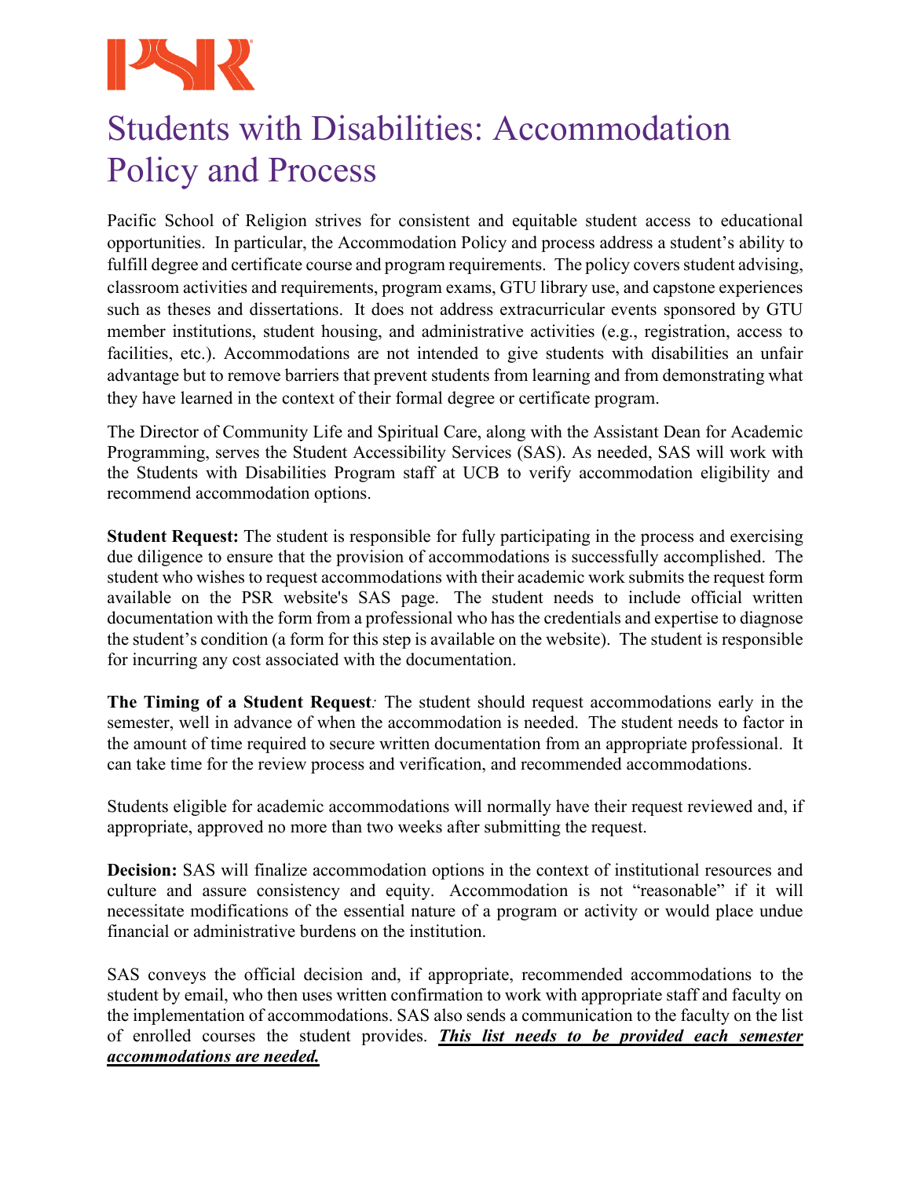# Students with Disabilities: Accommodation Policy and Process

Pacific School of Religion strives for consistent and equitable student access to educational opportunities. In particular, the Accommodation Policy and process address a student's ability to fulfill degree and certificate course and program requirements. The policy covers student advising, classroom activities and requirements, program exams, GTU library use, and capstone experiences such as theses and dissertations. It does not address extracurricular events sponsored by GTU member institutions, student housing, and administrative activities (e.g., registration, access to facilities, etc.). Accommodations are not intended to give students with disabilities an unfair advantage but to remove barriers that prevent students from learning and from demonstrating what they have learned in the context of their formal degree or certificate program.

The Director of Community Life and Spiritual Care, along with the Assistant Dean for Academic Programming, serves the Student Accessibility Services (SAS). As needed, SAS will work with the Students with Disabilities Program staff at UCB to verify accommodation eligibility and recommend accommodation options.

**Student Request:** The student is responsible for fully participating in the process and exercising due diligence to ensure that the provision of accommodations is successfully accomplished. The student who wishes to request accommodations with their academic work submits the request form available on the PSR website's SAS page. The student needs to include official written documentation with the form from a professional who has the credentials and expertise to diagnose the student's condition (a form for this step is available on the website). The student is responsible for incurring any cost associated with the documentation.

**The Timing of a Student Request***:* The student should request accommodations early in the semester, well in advance of when the accommodation is needed. The student needs to factor in the amount of time required to secure written documentation from an appropriate professional. It can take time for the review process and verification, and recommended accommodations.

Students eligible for academic accommodations will normally have their request reviewed and, if appropriate, approved no more than two weeks after submitting the request.

**Decision:** SAS will finalize accommodation options in the context of institutional resources and culture and assure consistency and equity. Accommodation is not "reasonable" if it will necessitate modifications of the essential nature of a program or activity or would place undue financial or administrative burdens on the institution.

SAS conveys the official decision and, if appropriate, recommended accommodations to the student by email, who then uses written confirmation to work with appropriate staff and faculty on the implementation of accommodations. SAS also sends a communication to the faculty on the list of enrolled courses the student provides. ***This list needs to be provided each semester accommodations are needed.***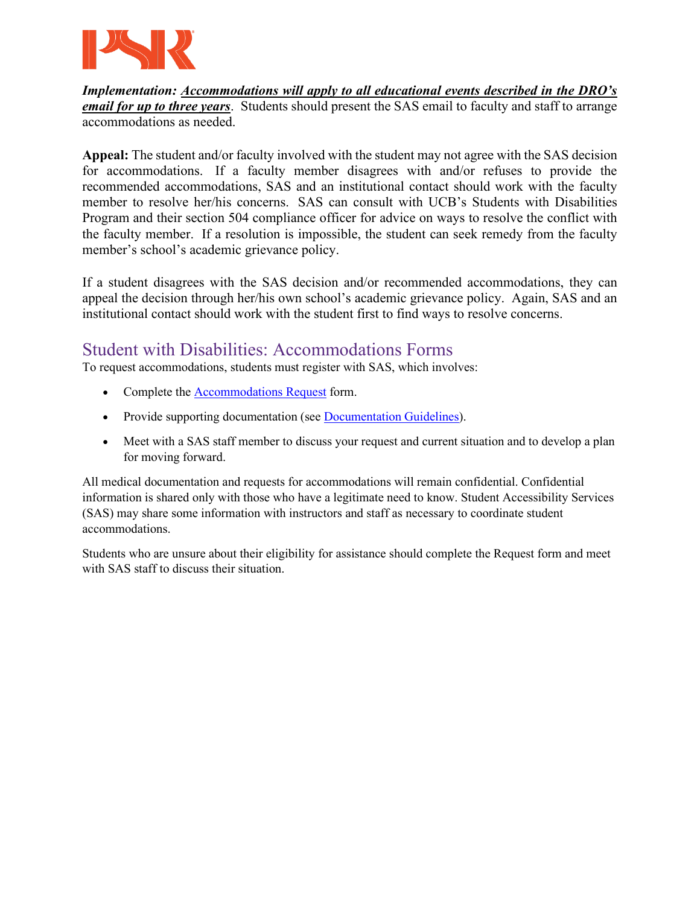***Implementation:*** ***<u>Accommodations will apply to all educational events described in the DRO's email for up to three years</u>***. Students should present the SAS email to faculty and staff to arrange accommodations as needed.

**Appeal:** The student and/or faculty involved with the student may not agree with the SAS decision for accommodations. If a faculty member disagrees with and/or refuses to provide the recommended accommodations, SAS and an institutional contact should work with the faculty member to resolve her/his concerns. SAS can consult with UCB's Students with Disabilities Program and their section 504 compliance officer for advice on ways to resolve the conflict with the faculty member. If a resolution is impossible, the student can seek remedy from the faculty member's school's academic grievance policy.

If a student disagrees with the SAS decision and/or recommended accommodations, they can appeal the decision through her/his own school's academic grievance policy. Again, SAS and an institutional contact should work with the student first to find ways to resolve concerns.

## Student with Disabilities: Accommodations Forms

To request accommodations, students must register with SAS, which involves:

- Complete the Accommodations Request form.
- Provide supporting documentation (see Documentation Guidelines).
- Meet with a SAS staff member to discuss your request and current situation and to develop a plan for moving forward.

All medical documentation and requests for accommodations will remain confidential. Confidential information is shared only with those who have a legitimate need to know. Student Accessibility Services (SAS) may share some information with instructors and staff as necessary to coordinate student accommodations.

Students who are unsure about their eligibility for assistance should complete the Request form and meet with SAS staff to discuss their situation.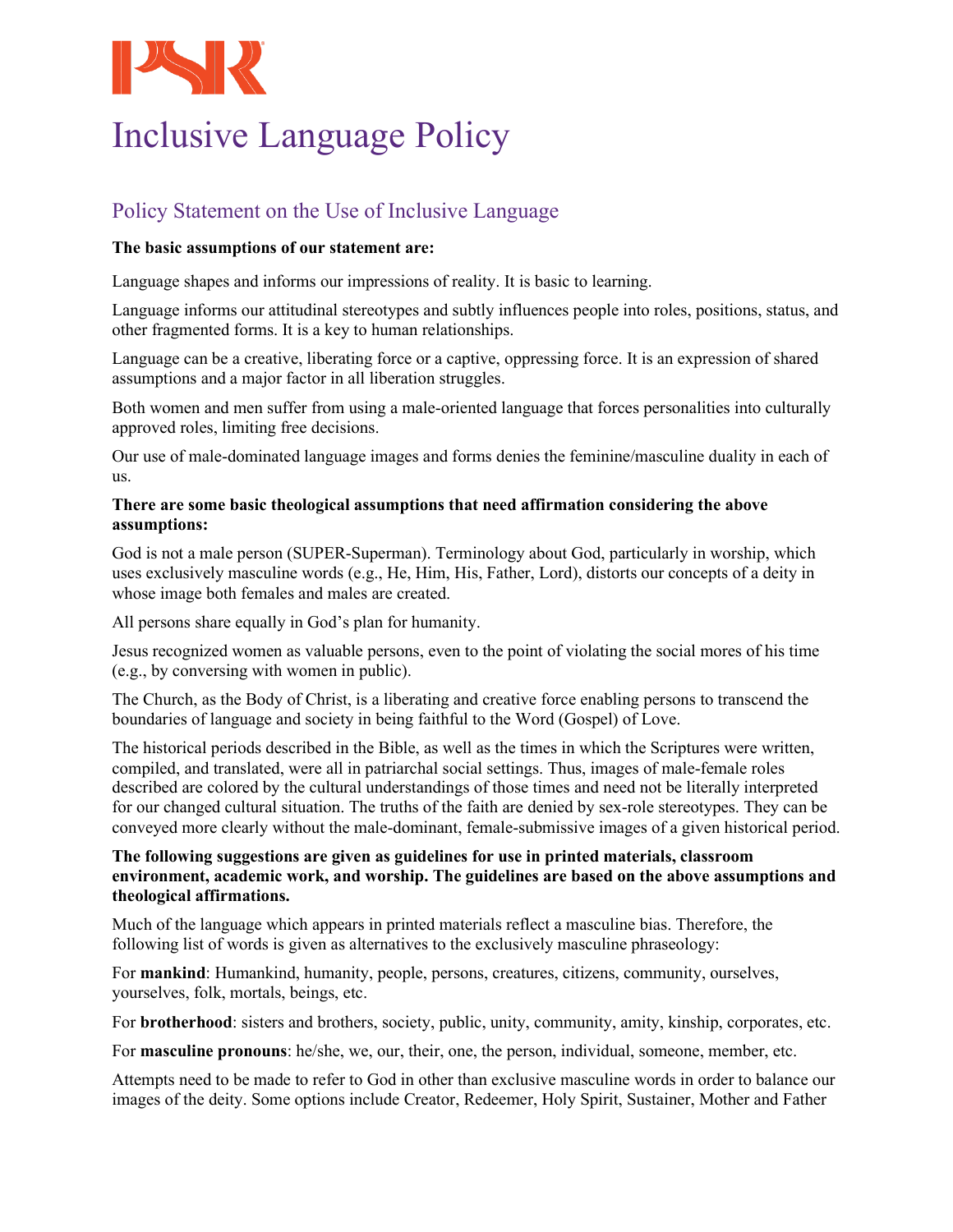PSR

# Inclusive Language Policy

## Policy Statement on the Use of Inclusive Language

**The basic assumptions of our statement are:**

Language shapes and informs our impressions of reality. It is basic to learning.

Language informs our attitudinal stereotypes and subtly influences people into roles, positions, status, and other fragmented forms. It is a key to human relationships.

Language can be a creative, liberating force or a captive, oppressing force. It is an expression of shared assumptions and a major factor in all liberation struggles.

Both women and men suffer from using a male-oriented language that forces personalities into culturally approved roles, limiting free decisions.

Our use of male-dominated language images and forms denies the feminine/masculine duality in each of us.

**There are some basic theological assumptions that need affirmation considering the above assumptions:**

God is not a male person (SUPER-Superman). Terminology about God, particularly in worship, which uses exclusively masculine words (e.g., He, Him, His, Father, Lord), distorts our concepts of a deity in whose image both females and males are created.

All persons share equally in God's plan for humanity.

Jesus recognized women as valuable persons, even to the point of violating the social mores of his time (e.g., by conversing with women in public).

The Church, as the Body of Christ, is a liberating and creative force enabling persons to transcend the boundaries of language and society in being faithful to the Word (Gospel) of Love.

The historical periods described in the Bible, as well as the times in which the Scriptures were written, compiled, and translated, were all in patriarchal social settings. Thus, images of male-female roles described are colored by the cultural understandings of those times and need not be literally interpreted for our changed cultural situation. The truths of the faith are denied by sex-role stereotypes. They can be conveyed more clearly without the male-dominant, female-submissive images of a given historical period.

**The following suggestions are given as guidelines for use in printed materials, classroom environment, academic work, and worship. The guidelines are based on the above assumptions and theological affirmations.**

Much of the language which appears in printed materials reflect a masculine bias. Therefore, the following list of words is given as alternatives to the exclusively masculine phraseology:

For **mankind**: Humankind, humanity, people, persons, creatures, citizens, community, ourselves, yourselves, folk, mortals, beings, etc.

For **brotherhood**: sisters and brothers, society, public, unity, community, amity, kinship, corporates, etc.

For **masculine pronouns**: he/she, we, our, their, one, the person, individual, someone, member, etc.

Attempts need to be made to refer to God in other than exclusive masculine words in order to balance our images of the deity. Some options include Creator, Redeemer, Holy Spirit, Sustainer, Mother and Father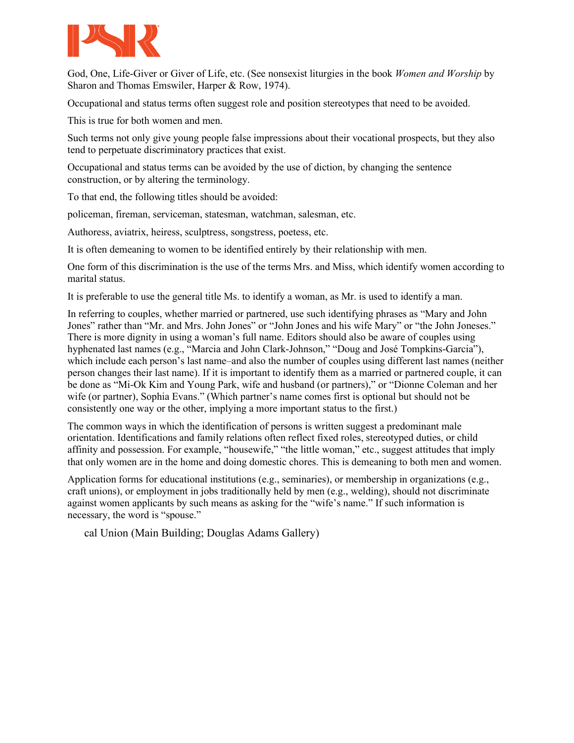God, One, Life-Giver or Giver of Life, etc. (See nonsexist liturgies in the book *Women and Worship* by Sharon and Thomas Emswiler, Harper & Row, 1974).

Occupational and status terms often suggest role and position stereotypes that need to be avoided.

This is true for both women and men.

Such terms not only give young people false impressions about their vocational prospects, but they also tend to perpetuate discriminatory practices that exist.

Occupational and status terms can be avoided by the use of diction, by changing the sentence construction, or by altering the terminology.

To that end, the following titles should be avoided:

policeman, fireman, serviceman, statesman, watchman, salesman, etc.

Authoress, aviatrix, heiress, sculptress, songstress, poetess, etc.

It is often demeaning to women to be identified entirely by their relationship with men.

One form of this discrimination is the use of the terms Mrs. and Miss, which identify women according to marital status.

It is preferable to use the general title Ms. to identify a woman, as Mr. is used to identify a man.

In referring to couples, whether married or partnered, use such identifying phrases as "Mary and John Jones" rather than "Mr. and Mrs. John Jones" or "John Jones and his wife Mary" or "the John Joneses." There is more dignity in using a woman's full name. Editors should also be aware of couples using hyphenated last names (e.g., "Marcia and John Clark-Johnson," "Doug and José Tompkins-Garcia"), which include each person's last name–and also the number of couples using different last names (neither person changes their last name). If it is important to identify them as a married or partnered couple, it can be done as "Mi-Ok Kim and Young Park, wife and husband (or partners)," or "Dionne Coleman and her wife (or partner), Sophia Evans." (Which partner's name comes first is optional but should not be consistently one way or the other, implying a more important status to the first.)

The common ways in which the identification of persons is written suggest a predominant male orientation. Identifications and family relations often reflect fixed roles, stereotyped duties, or child affinity and possession. For example, "housewife," "the little woman," etc., suggest attitudes that imply that only women are in the home and doing domestic chores. This is demeaning to both men and women.

Application forms for educational institutions (e.g., seminaries), or membership in organizations (e.g., craft unions), or employment in jobs traditionally held by men (e.g., welding), should not discriminate against women applicants by such means as asking for the "wife's name." If such information is necessary, the word is "spouse."

cal Union (Main Building; Douglas Adams Gallery)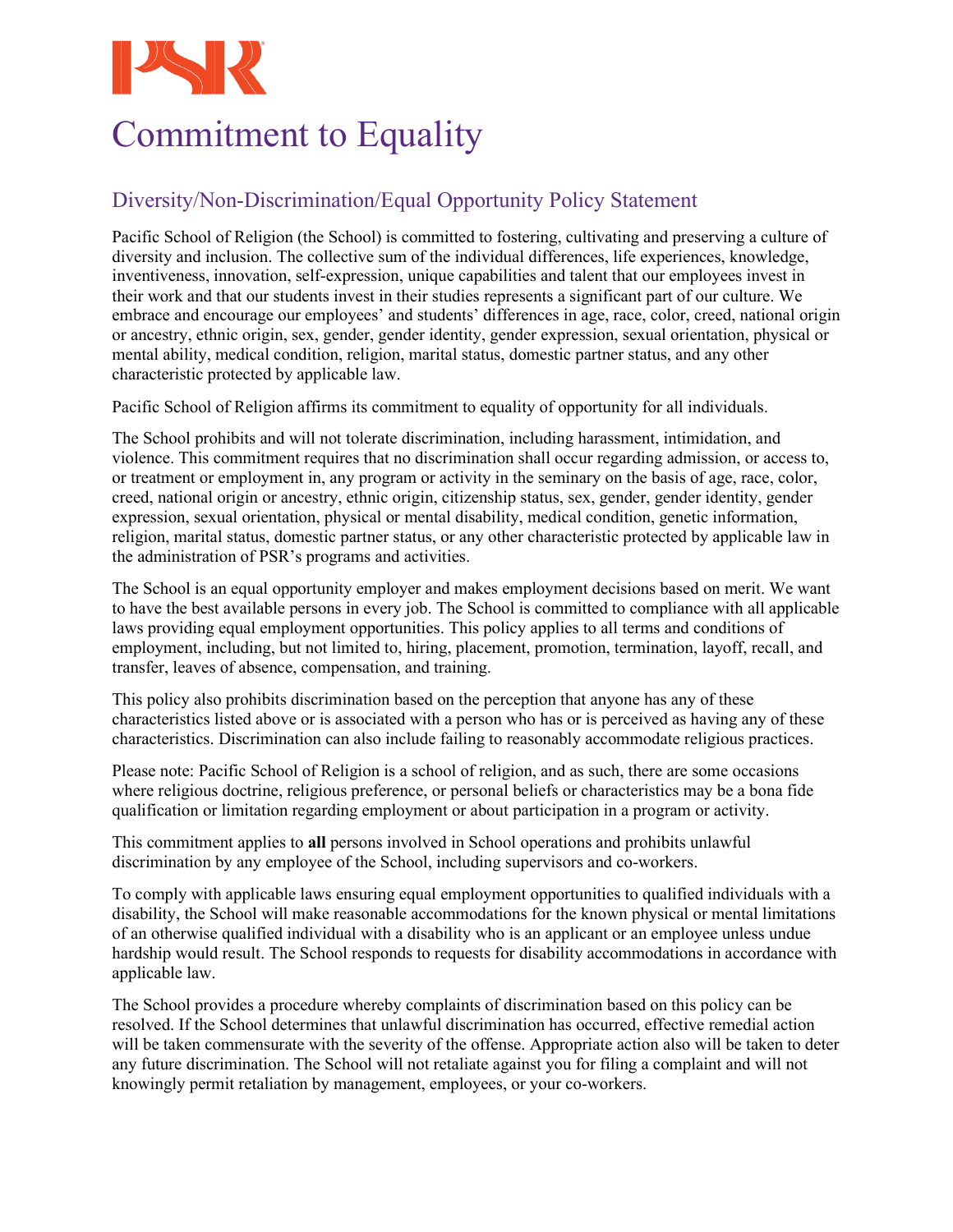# Commitment to Equality

## Diversity/Non-Discrimination/Equal Opportunity Policy Statement

Pacific School of Religion (the School) is committed to fostering, cultivating and preserving a culture of diversity and inclusion. The collective sum of the individual differences, life experiences, knowledge, inventiveness, innovation, self-expression, unique capabilities and talent that our employees invest in their work and that our students invest in their studies represents a significant part of our culture. We embrace and encourage our employees' and students' differences in age, race, color, creed, national origin or ancestry, ethnic origin, sex, gender, gender identity, gender expression, sexual orientation, physical or mental ability, medical condition, religion, marital status, domestic partner status, and any other characteristic protected by applicable law.

Pacific School of Religion affirms its commitment to equality of opportunity for all individuals.

The School prohibits and will not tolerate discrimination, including harassment, intimidation, and violence. This commitment requires that no discrimination shall occur regarding admission, or access to, or treatment or employment in, any program or activity in the seminary on the basis of age, race, color, creed, national origin or ancestry, ethnic origin, citizenship status, sex, gender, gender identity, gender expression, sexual orientation, physical or mental disability, medical condition, genetic information, religion, marital status, domestic partner status, or any other characteristic protected by applicable law in the administration of PSR's programs and activities.

The School is an equal opportunity employer and makes employment decisions based on merit. We want to have the best available persons in every job. The School is committed to compliance with all applicable laws providing equal employment opportunities. This policy applies to all terms and conditions of employment, including, but not limited to, hiring, placement, promotion, termination, layoff, recall, and transfer, leaves of absence, compensation, and training.

This policy also prohibits discrimination based on the perception that anyone has any of these characteristics listed above or is associated with a person who has or is perceived as having any of these characteristics. Discrimination can also include failing to reasonably accommodate religious practices.

Please note: Pacific School of Religion is a school of religion, and as such, there are some occasions where religious doctrine, religious preference, or personal beliefs or characteristics may be a bona fide qualification or limitation regarding employment or about participation in a program or activity.

This commitment applies to **all** persons involved in School operations and prohibits unlawful discrimination by any employee of the School, including supervisors and co-workers.

To comply with applicable laws ensuring equal employment opportunities to qualified individuals with a disability, the School will make reasonable accommodations for the known physical or mental limitations of an otherwise qualified individual with a disability who is an applicant or an employee unless undue hardship would result. The School responds to requests for disability accommodations in accordance with applicable law.

The School provides a procedure whereby complaints of discrimination based on this policy can be resolved. If the School determines that unlawful discrimination has occurred, effective remedial action will be taken commensurate with the severity of the offense. Appropriate action also will be taken to deter any future discrimination. The School will not retaliate against you for filing a complaint and will not knowingly permit retaliation by management, employees, or your co-workers.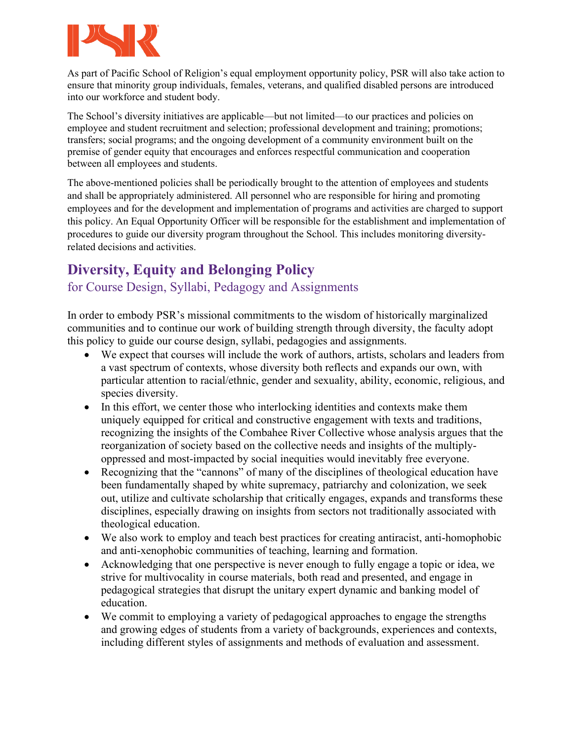As part of Pacific School of Religion's equal employment opportunity policy, PSR will also take action to ensure that minority group individuals, females, veterans, and qualified disabled persons are introduced into our workforce and student body.

The School's diversity initiatives are applicable—but not limited—to our practices and policies on employee and student recruitment and selection; professional development and training; promotions; transfers; social programs; and the ongoing development of a community environment built on the premise of gender equity that encourages and enforces respectful communication and cooperation between all employees and students.

The above-mentioned policies shall be periodically brought to the attention of employees and students and shall be appropriately administered. All personnel who are responsible for hiring and promoting employees and for the development and implementation of programs and activities are charged to support this policy. An Equal Opportunity Officer will be responsible for the establishment and implementation of procedures to guide our diversity program throughout the School. This includes monitoring diversity-related decisions and activities.

## Diversity, Equity and Belonging Policy

### for Course Design, Syllabi, Pedagogy and Assignments

In order to embody PSR's missional commitments to the wisdom of historically marginalized communities and to continue our work of building strength through diversity, the faculty adopt this policy to guide our course design, syllabi, pedagogies and assignments.

- We expect that courses will include the work of authors, artists, scholars and leaders from a vast spectrum of contexts, whose diversity both reflects and expands our own, with particular attention to racial/ethnic, gender and sexuality, ability, economic, religious, and species diversity.
- In this effort, we center those who interlocking identities and contexts make them uniquely equipped for critical and constructive engagement with texts and traditions, recognizing the insights of the Combahee River Collective whose analysis argues that the reorganization of society based on the collective needs and insights of the multiply-oppressed and most-impacted by social inequities would inevitably free everyone.
- Recognizing that the "cannons" of many of the disciplines of theological education have been fundamentally shaped by white supremacy, patriarchy and colonization, we seek out, utilize and cultivate scholarship that critically engages, expands and transforms these disciplines, especially drawing on insights from sectors not traditionally associated with theological education.
- We also work to employ and teach best practices for creating antiracist, anti-homophobic and anti-xenophobic communities of teaching, learning and formation.
- Acknowledging that one perspective is never enough to fully engage a topic or idea, we strive for multivocality in course materials, both read and presented, and engage in pedagogical strategies that disrupt the unitary expert dynamic and banking model of education.
- We commit to employing a variety of pedagogical approaches to engage the strengths and growing edges of students from a variety of backgrounds, experiences and contexts, including different styles of assignments and methods of evaluation and assessment.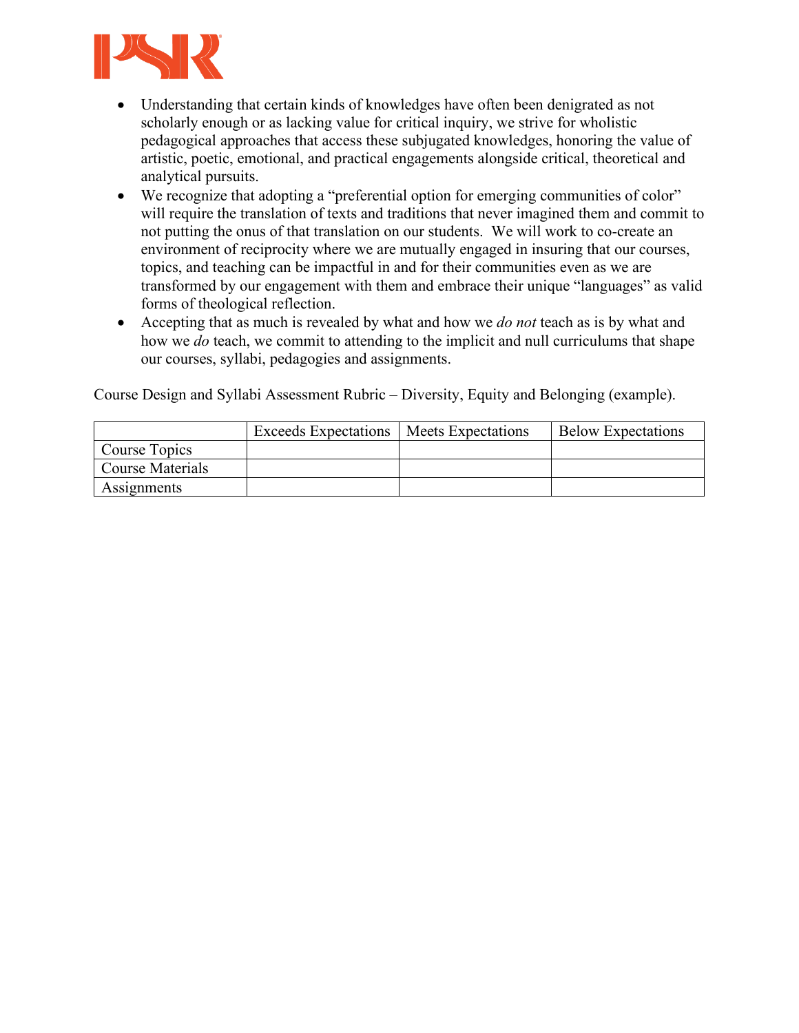- Understanding that certain kinds of knowledges have often been denigrated as not scholarly enough or as lacking value for critical inquiry, we strive for wholistic pedagogical approaches that access these subjugated knowledges, honoring the value of artistic, poetic, emotional, and practical engagements alongside critical, theoretical and analytical pursuits.
- We recognize that adopting a "preferential option for emerging communities of color" will require the translation of texts and traditions that never imagined them and commit to not putting the onus of that translation on our students. We will work to co-create an environment of reciprocity where we are mutually engaged in insuring that our courses, topics, and teaching can be impactful in and for their communities even as we are transformed by our engagement with them and embrace their unique "languages" as valid forms of theological reflection.
- Accepting that as much is revealed by what and how we *do not* teach as is by what and how we *do* teach, we commit to attending to the implicit and null curriculums that shape our courses, syllabi, pedagogies and assignments.

Course Design and Syllabi Assessment Rubric – Diversity, Equity and Belonging (example).

| | Exceeds Expectations | Meets Expectations | Below Expectations |
|---|---|---|---|
| Course Topics | | | |
| Course Materials | | | |
| Assignments | | | |